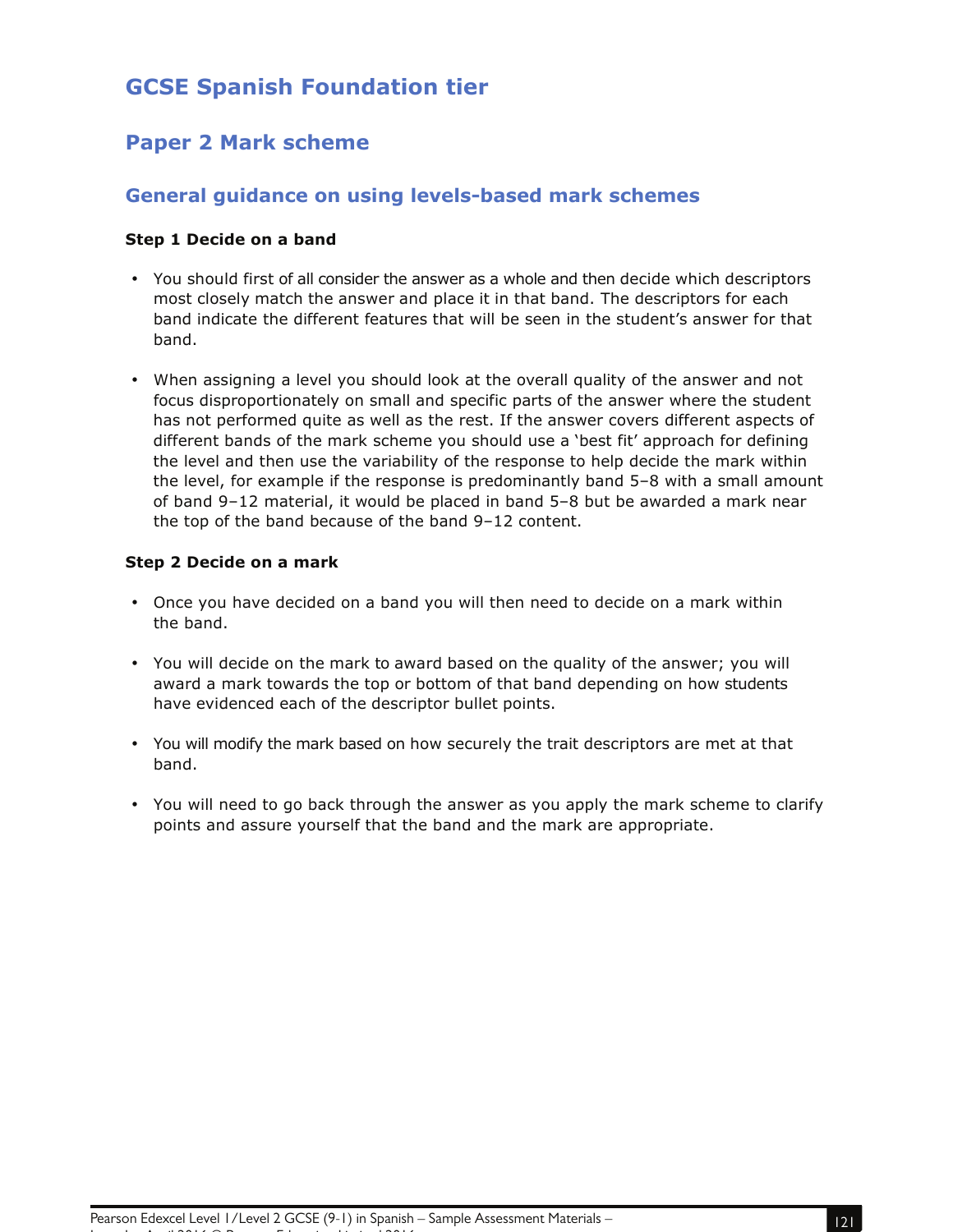# GCSE Spanish Foundation tier

## Paper 2 Mark scheme

### General guidance on using levels-based mark schemes

**Step 1 Decide on a band**

- You should first of all consider the answer as a whole and then decide which descriptors most closely match the answer and place it in that band. The descriptors for each band indicate the different features that will be seen in the student's answer for that band.

- When assigning a level you should look at the overall quality of the answer and not focus disproportionately on small and specific parts of the answer where the student has not performed quite as well as the rest. If the answer covers different aspects of different bands of the mark scheme you should use a 'best fit' approach for defining the level and then use the variability of the response to help decide the mark within the level, for example if the response is predominantly band 5–8 with a small amount of band 9–12 material, it would be placed in band 5–8 but be awarded a mark near the top of the band because of the band 9–12 content.

**Step 2 Decide on a mark**

- Once you have decided on a band you will then need to decide on a mark within the band.

- You will decide on the mark to award based on the quality of the answer; you will award a mark towards the top or bottom of that band depending on how students have evidenced each of the descriptor bullet points.

- You will modify the mark based on how securely the trait descriptors are met at that band.

- You will need to go back through the answer as you apply the mark scheme to clarify points and assure yourself that the band and the mark are appropriate.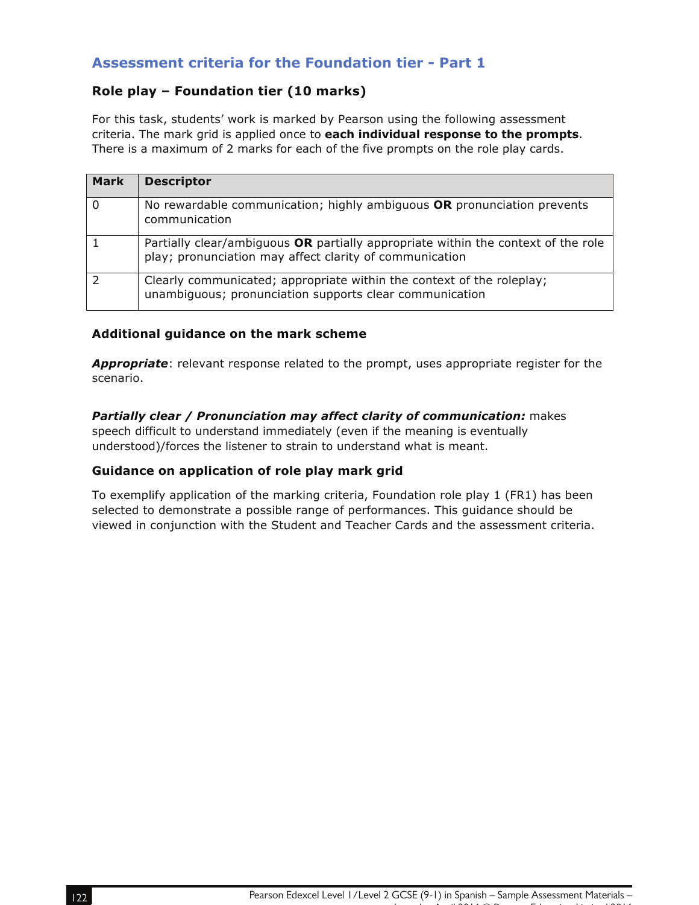## Assessment criteria for the Foundation tier - Part 1

### Role play – Foundation tier (10 marks)

For this task, students' work is marked by Pearson using the following assessment criteria. The mark grid is applied once to **each individual response to the prompts**. There is a maximum of 2 marks for each of the five prompts on the role play cards.

| Mark | Descriptor |
|---|---|
| 0 | No rewardable communication; highly ambiguous **OR** pronunciation prevents communication |
| 1 | Partially clear/ambiguous **OR** partially appropriate within the context of the role play; pronunciation may affect clarity of communication |
| 2 | Clearly communicated; appropriate within the context of the roleplay; unambiguous; pronunciation supports clear communication |

### Additional guidance on the mark scheme

***Appropriate***: relevant response related to the prompt, uses appropriate register for the scenario.

***Partially clear / Pronunciation may affect clarity of communication:*** makes speech difficult to understand immediately (even if the meaning is eventually understood)/forces the listener to strain to understand what is meant.

### Guidance on application of role play mark grid

To exemplify application of the marking criteria, Foundation role play 1 (FR1) has been selected to demonstrate a possible range of performances. This guidance should be viewed in conjunction with the Student and Teacher Cards and the assessment criteria.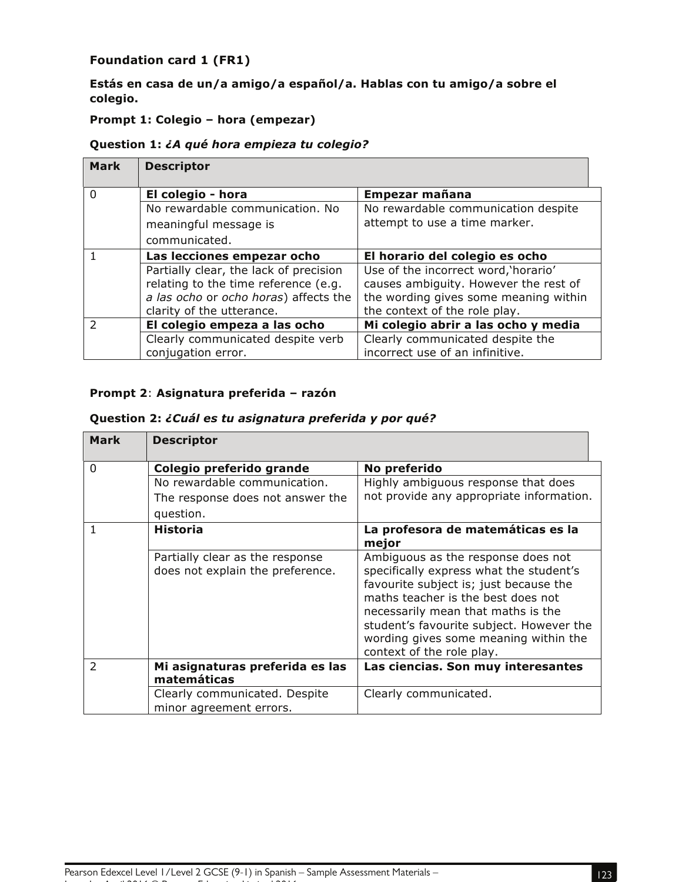**Foundation card 1 (FR1)**

**Estás en casa de un/a amigo/a español/a. Hablas con tu amigo/a sobre el colegio.**

**Prompt 1: Colegio – hora (empezar)**

**Question 1:** ***¿A qué hora empieza tu colegio?***

| Mark | Descriptor | |
|---|---|---|
| 0 | **El colegio - hora** | **Empezar mañana** |
| | No rewardable communication. No meaningful message is communicated. | No rewardable communication despite attempt to use a time marker. |
| 1 | **Las lecciones empezar ocho** | **El horario del colegio es ocho** |
| | Partially clear, the lack of precision relating to the time reference (e.g. *a las ocho* or *ocho horas*) affects the clarity of the utterance. | Use of the incorrect word,'horario' causes ambiguity. However the rest of the wording gives some meaning within the context of the role play. |
| 2 | **El colegio empeza a las ocho** | **Mi colegio abrir a las ocho y media** |
| | Clearly communicated despite verb conjugation error. | Clearly communicated despite the incorrect use of an infinitive. |

**Prompt 2**: **Asignatura preferida – razón**

**Question 2:** ***¿Cuál es tu asignatura preferida y por qué?***

| Mark | Descriptor | |
|---|---|---|
| 0 | **Colegio preferido grande** | **No preferido** |
| | No rewardable communication. The response does not answer the question. | Highly ambiguous response that does not provide any appropriate information. |
| 1 | **Historia** | **La profesora de matemáticas es la mejor** |
| | Partially clear as the response does not explain the preference. | Ambiguous as the response does not specifically express what the student's favourite subject is; just because the maths teacher is the best does not necessarily mean that maths is the student's favourite subject. However the wording gives some meaning within the context of the role play. |
| 2 | **Mi asignaturas preferida es las matemáticas** | **Las ciencias. Son muy interesantes** |
| | Clearly communicated. Despite minor agreement errors. | Clearly communicated. |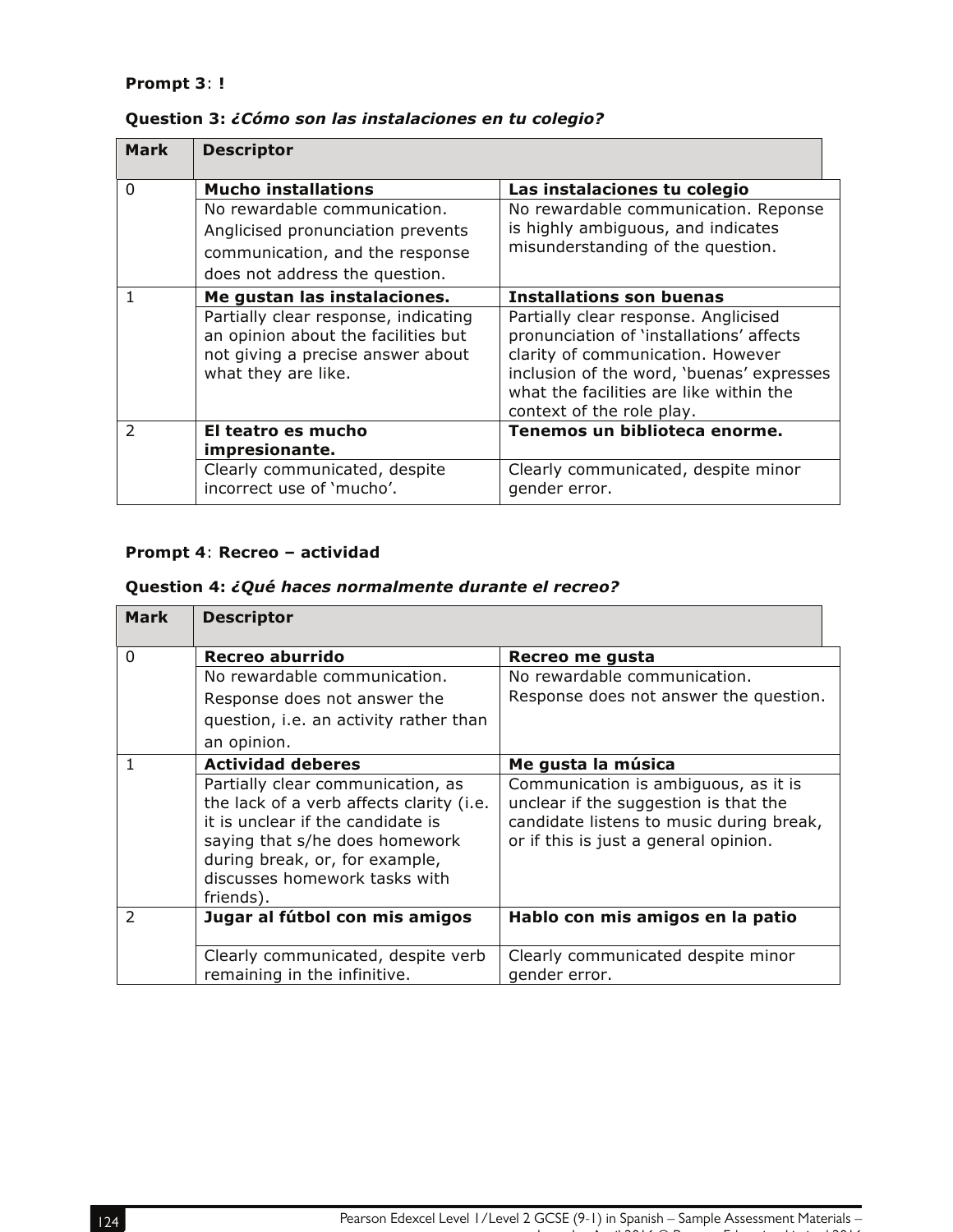**Prompt 3**: **!**

**Question 3:** ***¿Cómo son las instalaciones en tu colegio?***

| Mark | Descriptor | |
|---|---|---|
| 0 | **Mucho installations** | **Las instalaciones tu colegio** |
| | No rewardable communication. Anglicised pronunciation prevents communication, and the response does not address the question. | No rewardable communication. Reponse is highly ambiguous, and indicates misunderstanding of the question. |
| 1 | **Me gustan las instalaciones.** | **Installations son buenas** |
| | Partially clear response, indicating an opinion about the facilities but not giving a precise answer about what they are like. | Partially clear response. Anglicised pronunciation of 'installations' affects clarity of communication. However inclusion of the word, 'buenas' expresses what the facilities are like within the context of the role play. |
| 2 | **El teatro es mucho impresionante.** | **Tenemos un biblioteca enorme.** |
| | Clearly communicated, despite incorrect use of 'mucho'. | Clearly communicated, despite minor gender error. |

**Prompt 4**: **Recreo – actividad**

**Question 4:** ***¿Qué haces normalmente durante el recreo?***

| Mark | Descriptor | |
|---|---|---|
| 0 | **Recreo aburrido** | **Recreo me gusta** |
| | No rewardable communication. Response does not answer the question, i.e. an activity rather than an opinion. | No rewardable communication. Response does not answer the question. |
| 1 | **Actividad deberes** | **Me gusta la música** |
| | Partially clear communication, as the lack of a verb affects clarity (i.e. it is unclear if the candidate is saying that s/he does homework during break, or, for example, discusses homework tasks with friends). | Communication is ambiguous, as it is unclear if the suggestion is that the candidate listens to music during break, or if this is just a general opinion. |
| 2 | **Jugar al fútbol con mis amigos** | **Hablo con mis amigos en la patio** |
| | Clearly communicated, despite verb remaining in the infinitive. | Clearly communicated despite minor gender error. |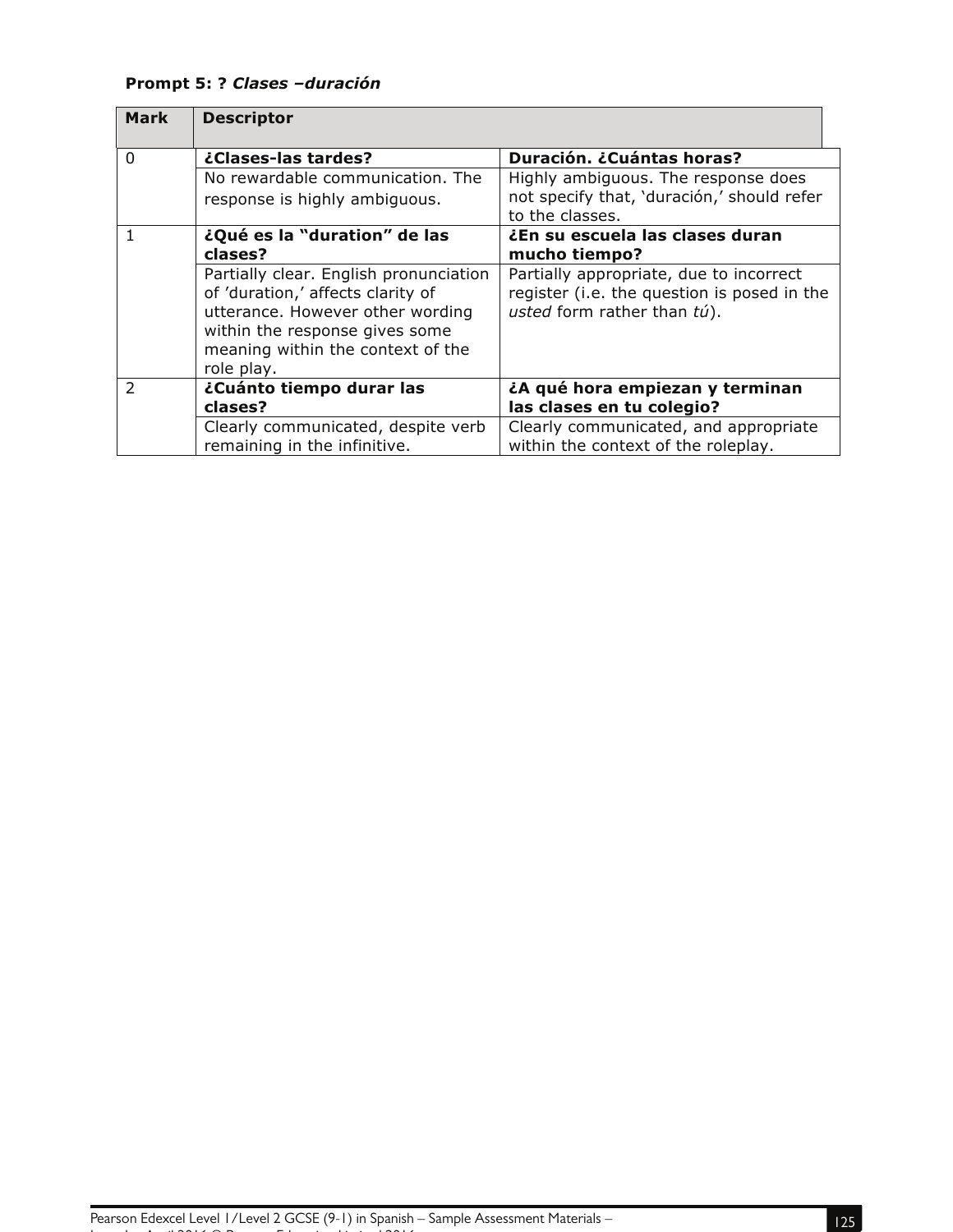**Prompt 5: ? *Clases –duración***

| Mark | Descriptor | |
|---|---|---|
| 0 | **¿Clases-las tardes?** | **Duración. ¿Cuántas horas?** |
| | No rewardable communication. The response is highly ambiguous. | Highly ambiguous. The response does not specify that, 'duración,' should refer to the classes. |
| 1 | **¿Qué es la "duration" de las clases?** | **¿En su escuela las clases duran mucho tiempo?** |
| | Partially clear. English pronunciation of 'duration,' affects clarity of utterance. However other wording within the response gives some meaning within the context of the role play. | Partially appropriate, due to incorrect register (i.e. the question is posed in the *usted* form rather than *tú*). |
| 2 | **¿Cuánto tiempo durar las clases?** | **¿A qué hora empiezan y terminan las clases en tu colegio?** |
| | Clearly communicated, despite verb remaining in the infinitive. | Clearly communicated, and appropriate within the context of the roleplay. |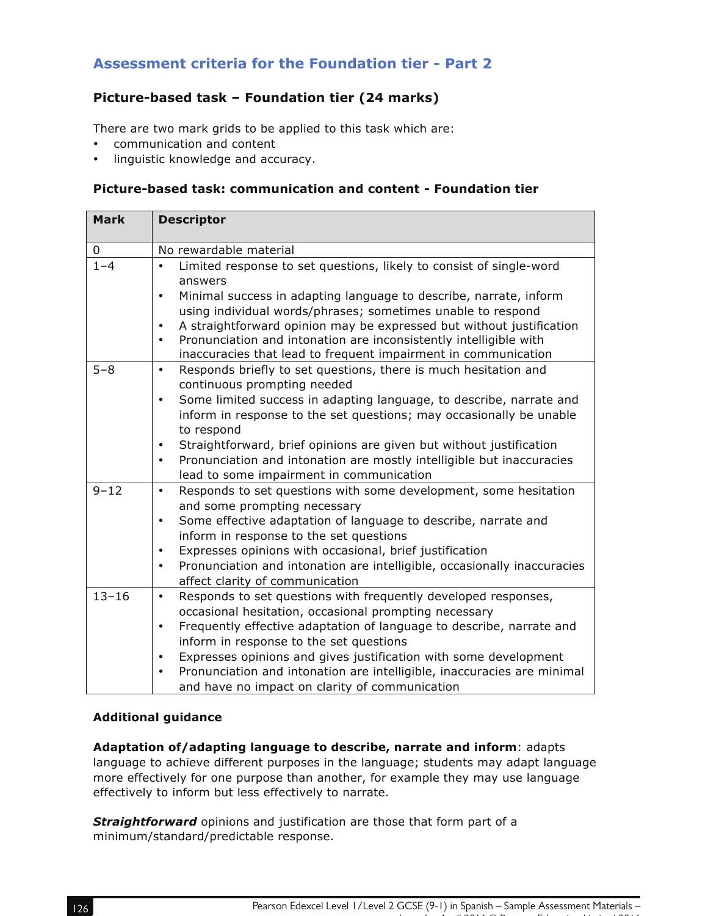## Assessment criteria for the Foundation tier - Part 2

### Picture-based task – Foundation tier (24 marks)

There are two mark grids to be applied to this task which are:

- communication and content
- linguistic knowledge and accuracy.

### Picture-based task: communication and content - Foundation tier

| Mark | Descriptor |
|---|---|
| 0 | No rewardable material |
| 1–4 | • Limited response to set questions, likely to consist of single-word answers<br>• Minimal success in adapting language to describe, narrate, inform using individual words/phrases; sometimes unable to respond<br>• A straightforward opinion may be expressed but without justification<br>• Pronunciation and intonation are inconsistently intelligible with inaccuracies that lead to frequent impairment in communication |
| 5–8 | • Responds briefly to set questions, there is much hesitation and continuous prompting needed<br>• Some limited success in adapting language, to describe, narrate and inform in response to the set questions; may occasionally be unable to respond<br>• Straightforward, brief opinions are given but without justification<br>• Pronunciation and intonation are mostly intelligible but inaccuracies lead to some impairment in communication |
| 9–12 | • Responds to set questions with some development, some hesitation and some prompting necessary<br>• Some effective adaptation of language to describe, narrate and inform in response to the set questions<br>• Expresses opinions with occasional, brief justification<br>• Pronunciation and intonation are intelligible, occasionally inaccuracies affect clarity of communication |
| 13–16 | • Responds to set questions with frequently developed responses, occasional hesitation, occasional prompting necessary<br>• Frequently effective adaptation of language to describe, narrate and inform in response to the set questions<br>• Expresses opinions and gives justification with some development<br>• Pronunciation and intonation are intelligible, inaccuracies are minimal and have no impact on clarity of communication |

### Additional guidance

**Adaptation of/adapting language to describe, narrate and inform**: adapts language to achieve different purposes in the language; students may adapt language more effectively for one purpose than another, for example they may use language effectively to inform but less effectively to narrate.

***Straightforward*** opinions and justification are those that form part of a minimum/standard/predictable response.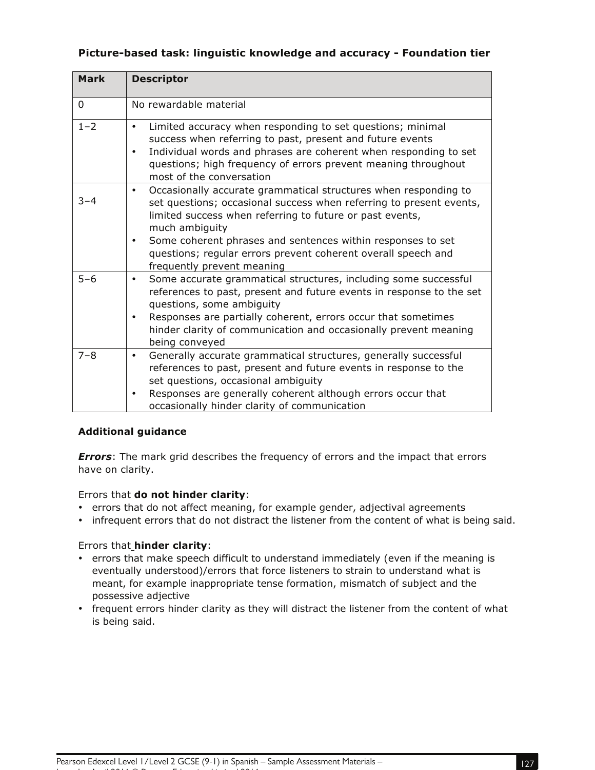**Picture-based task: linguistic knowledge and accuracy - Foundation tier**

| Mark | Descriptor |
|---|---|
| 0 | No rewardable material |
| 1–2 | • Limited accuracy when responding to set questions; minimal success when referring to past, present and future events<br>• Individual words and phrases are coherent when responding to set questions; high frequency of errors prevent meaning throughout most of the conversation |
| 3–4 | • Occasionally accurate grammatical structures when responding to set questions; occasional success when referring to present events, limited success when referring to future or past events, much ambiguity<br>• Some coherent phrases and sentences within responses to set questions; regular errors prevent coherent overall speech and frequently prevent meaning |
| 5–6 | • Some accurate grammatical structures, including some successful references to past, present and future events in response to the set questions, some ambiguity<br>• Responses are partially coherent, errors occur that sometimes hinder clarity of communication and occasionally prevent meaning being conveyed |
| 7–8 | • Generally accurate grammatical structures, generally successful references to past, present and future events in response to the set questions, occasional ambiguity<br>• Responses are generally coherent although errors occur that occasionally hinder clarity of communication |

**Additional guidance**

***Errors***: The mark grid describes the frequency of errors and the impact that errors have on clarity.

Errors that **do not hinder clarity**:

- errors that do not affect meaning, for example gender, adjectival agreements
- infrequent errors that do not distract the listener from the content of what is being said.

Errors that **hinder clarity**:

- errors that make speech difficult to understand immediately (even if the meaning is eventually understood)/errors that force listeners to strain to understand what is meant, for example inappropriate tense formation, mismatch of subject and the possessive adjective
- frequent errors hinder clarity as they will distract the listener from the content of what is being said.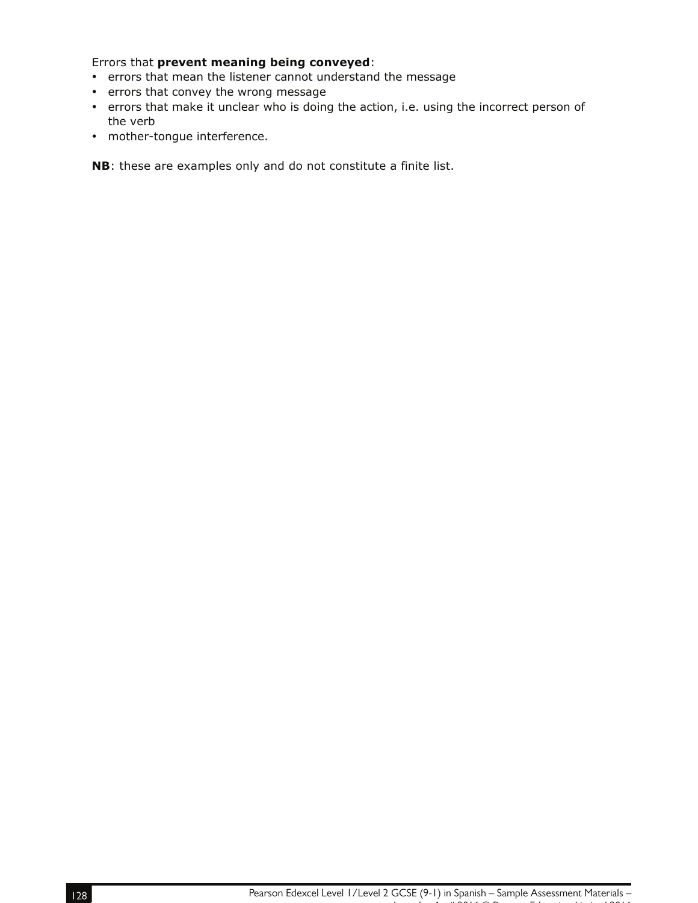Errors that **prevent meaning being conveyed**:

- errors that mean the listener cannot understand the message
- errors that convey the wrong message
- errors that make it unclear who is doing the action, i.e. using the incorrect person of the verb
- mother-tongue interference.

**NB**: these are examples only and do not constitute a finite list.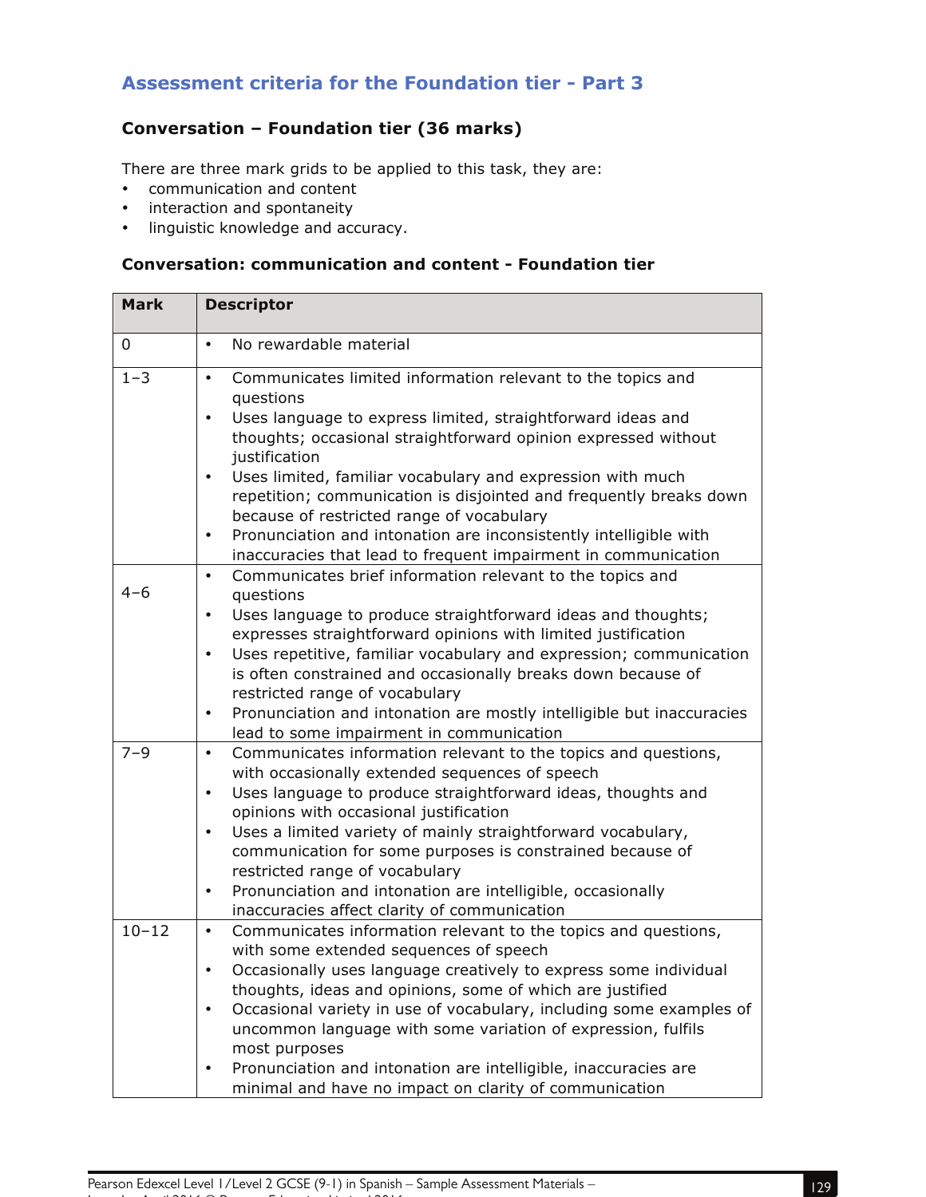## Assessment criteria for the Foundation tier - Part 3

### Conversation – Foundation tier (36 marks)

There are three mark grids to be applied to this task, they are:

- communication and content
- interaction and spontaneity
- linguistic knowledge and accuracy.

#### Conversation: communication and content - Foundation tier

| Mark | Descriptor |
|---|---|
| 0 | • No rewardable material |
| 1–3 | • Communicates limited information relevant to the topics and questions<br>• Uses language to express limited, straightforward ideas and thoughts; occasional straightforward opinion expressed without justification<br>• Uses limited, familiar vocabulary and expression with much repetition; communication is disjointed and frequently breaks down because of restricted range of vocabulary<br>• Pronunciation and intonation are inconsistently intelligible with inaccuracies that lead to frequent impairment in communication |
| 4–6 | • Communicates brief information relevant to the topics and questions<br>• Uses language to produce straightforward ideas and thoughts; expresses straightforward opinions with limited justification<br>• Uses repetitive, familiar vocabulary and expression; communication is often constrained and occasionally breaks down because of restricted range of vocabulary<br>• Pronunciation and intonation are mostly intelligible but inaccuracies lead to some impairment in communication |
| 7–9 | • Communicates information relevant to the topics and questions, with occasionally extended sequences of speech<br>• Uses language to produce straightforward ideas, thoughts and opinions with occasional justification<br>• Uses a limited variety of mainly straightforward vocabulary, communication for some purposes is constrained because of restricted range of vocabulary<br>• Pronunciation and intonation are intelligible, occasionally inaccuracies affect clarity of communication |
| 10–12 | • Communicates information relevant to the topics and questions, with some extended sequences of speech<br>• Occasionally uses language creatively to express some individual thoughts, ideas and opinions, some of which are justified<br>• Occasional variety in use of vocabulary, including some examples of uncommon language with some variation of expression, fulfils most purposes<br>• Pronunciation and intonation are intelligible, inaccuracies are minimal and have no impact on clarity of communication |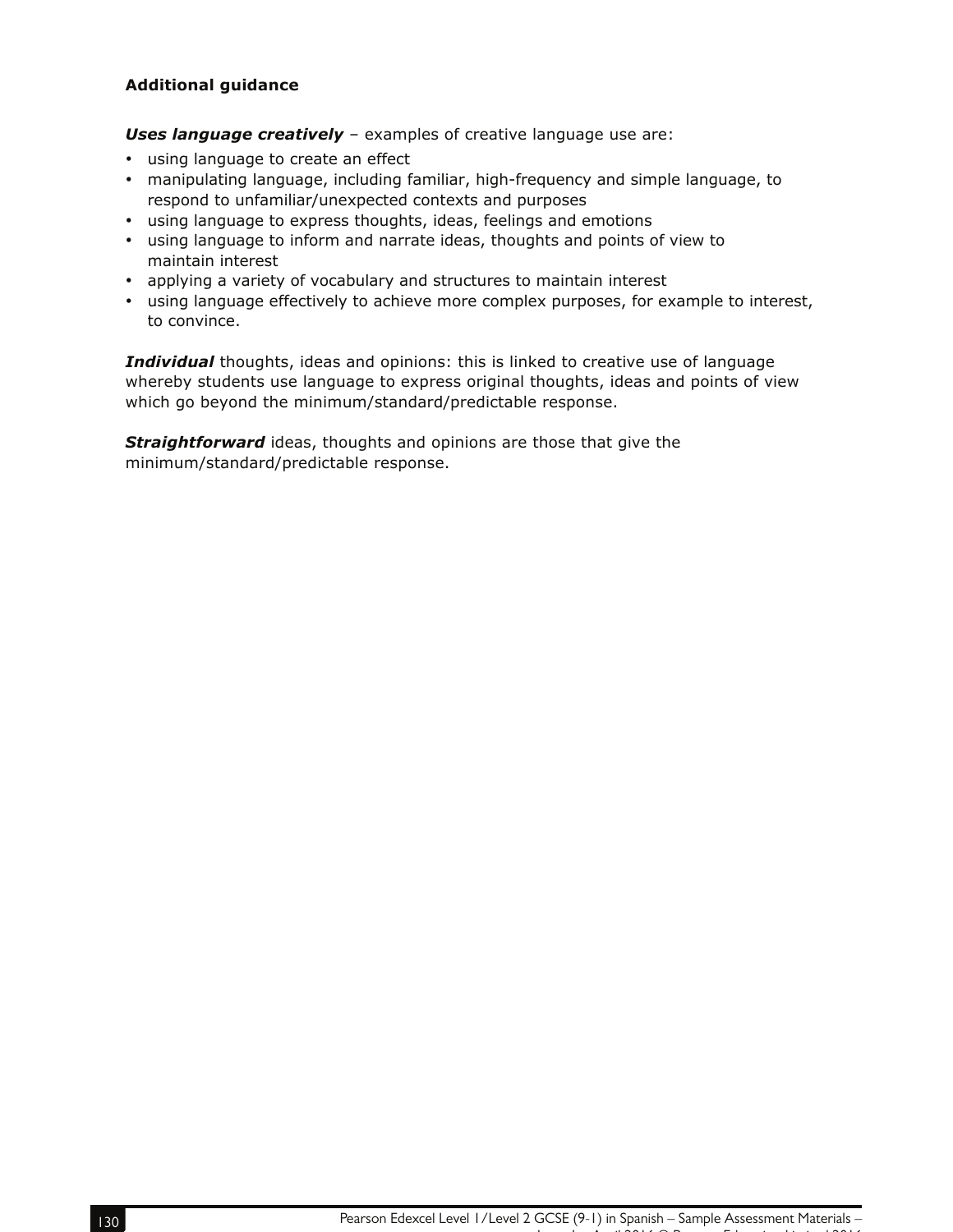**Additional guidance**

***Uses language creatively*** – examples of creative language use are:

- using language to create an effect
- manipulating language, including familiar, high-frequency and simple language, to respond to unfamiliar/unexpected contexts and purposes
- using language to express thoughts, ideas, feelings and emotions
- using language to inform and narrate ideas, thoughts and points of view to maintain interest
- applying a variety of vocabulary and structures to maintain interest
- using language effectively to achieve more complex purposes, for example to interest, to convince.

***Individual*** thoughts, ideas and opinions: this is linked to creative use of language whereby students use language to express original thoughts, ideas and points of view which go beyond the minimum/standard/predictable response.

***Straightforward*** ideas, thoughts and opinions are those that give the minimum/standard/predictable response.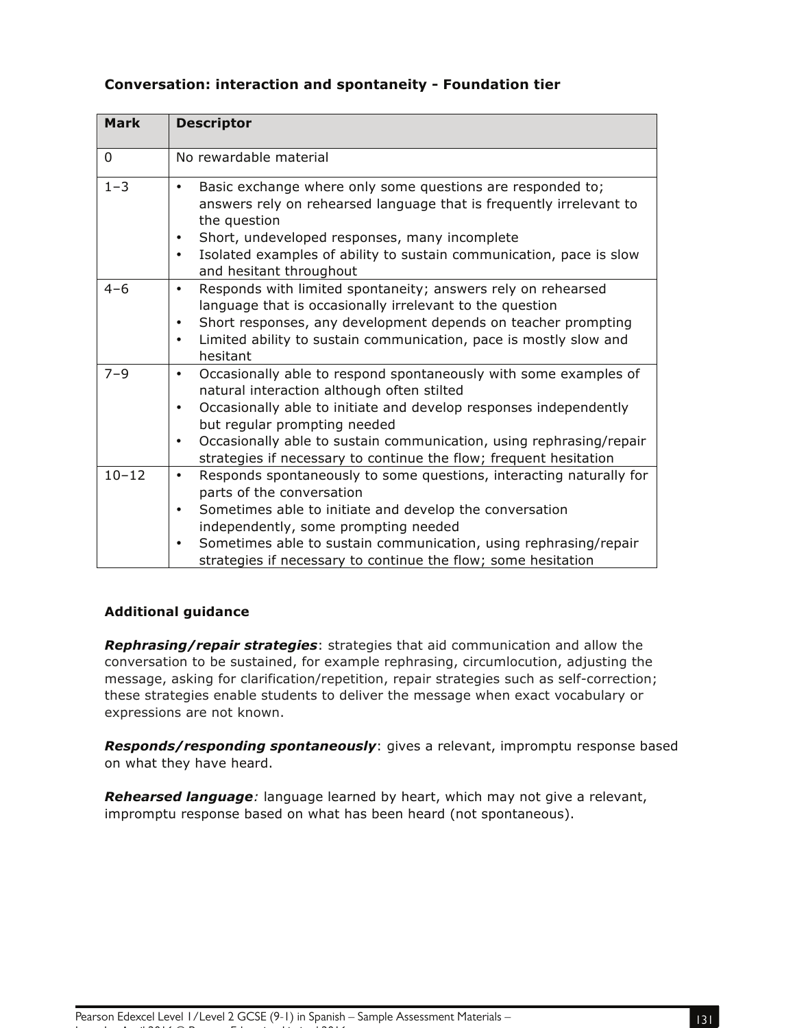**Conversation: interaction and spontaneity - Foundation tier**

| Mark | Descriptor |
|---|---|
| 0 | No rewardable material |
| 1–3 | • Basic exchange where only some questions are responded to; answers rely on rehearsed language that is frequently irrelevant to the question<br>• Short, undeveloped responses, many incomplete<br>• Isolated examples of ability to sustain communication, pace is slow and hesitant throughout |
| 4–6 | • Responds with limited spontaneity; answers rely on rehearsed language that is occasionally irrelevant to the question<br>• Short responses, any development depends on teacher prompting<br>• Limited ability to sustain communication, pace is mostly slow and hesitant |
| 7–9 | • Occasionally able to respond spontaneously with some examples of natural interaction although often stilted<br>• Occasionally able to initiate and develop responses independently but regular prompting needed<br>• Occasionally able to sustain communication, using rephrasing/repair strategies if necessary to continue the flow; frequent hesitation |
| 10–12 | • Responds spontaneously to some questions, interacting naturally for parts of the conversation<br>• Sometimes able to initiate and develop the conversation independently, some prompting needed<br>• Sometimes able to sustain communication, using rephrasing/repair strategies if necessary to continue the flow; some hesitation |

**Additional guidance**

***Rephrasing/repair strategies***: strategies that aid communication and allow the conversation to be sustained, for example rephrasing, circumlocution, adjusting the message, asking for clarification/repetition, repair strategies such as self-correction; these strategies enable students to deliver the message when exact vocabulary or expressions are not known.

***Responds/responding spontaneously***: gives a relevant, impromptu response based on what they have heard.

***Rehearsed language****:* language learned by heart, which may not give a relevant, impromptu response based on what has been heard (not spontaneous).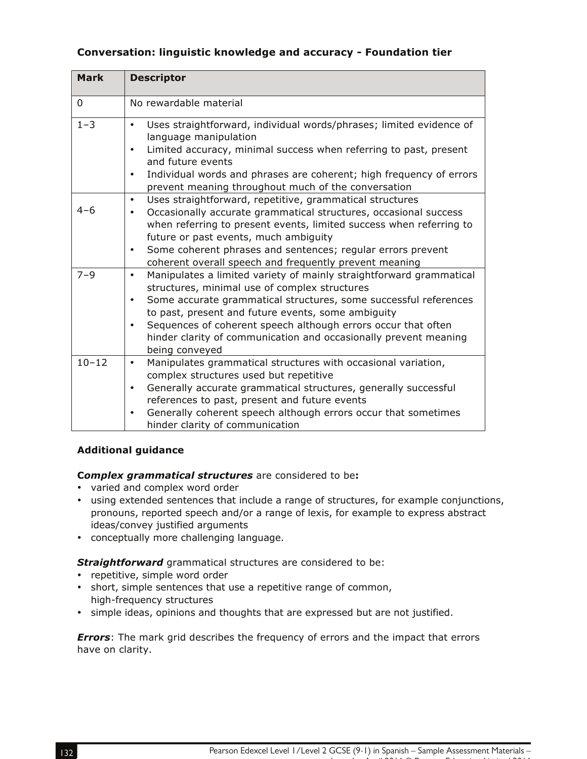### Conversation: linguistic knowledge and accuracy - Foundation tier

| Mark | Descriptor |
|---|---|
| 0 | No rewardable material |
| 1–3 | • Uses straightforward, individual words/phrases; limited evidence of language manipulation<br>• Limited accuracy, minimal success when referring to past, present and future events<br>• Individual words and phrases are coherent; high frequency of errors prevent meaning throughout much of the conversation |
| 4–6 | • Uses straightforward, repetitive, grammatical structures<br>• Occasionally accurate grammatical structures, occasional success when referring to present events, limited success when referring to future or past events, much ambiguity<br>• Some coherent phrases and sentences; regular errors prevent coherent overall speech and frequently prevent meaning |
| 7–9 | • Manipulates a limited variety of mainly straightforward grammatical structures, minimal use of complex structures<br>• Some accurate grammatical structures, some successful references to past, present and future events, some ambiguity<br>• Sequences of coherent speech although errors occur that often hinder clarity of communication and occasionally prevent meaning being conveyed |
| 10–12 | • Manipulates grammatical structures with occasional variation, complex structures used but repetitive<br>• Generally accurate grammatical structures, generally successful references to past, present and future events<br>• Generally coherent speech although errors occur that sometimes hinder clarity of communication |

**Additional guidance**

**C*omplex grammatical structures*** are considered to be**:**

- varied and complex word order
- using extended sentences that include a range of structures, for example conjunctions, pronouns, reported speech and/or a range of lexis, for example to express abstract ideas/convey justified arguments
- conceptually more challenging language.

***Straightforward*** grammatical structures are considered to be:

- repetitive, simple word order
- short, simple sentences that use a repetitive range of common, high-frequency structures
- simple ideas, opinions and thoughts that are expressed but are not justified.

***Errors***: The mark grid describes the frequency of errors and the impact that errors have on clarity.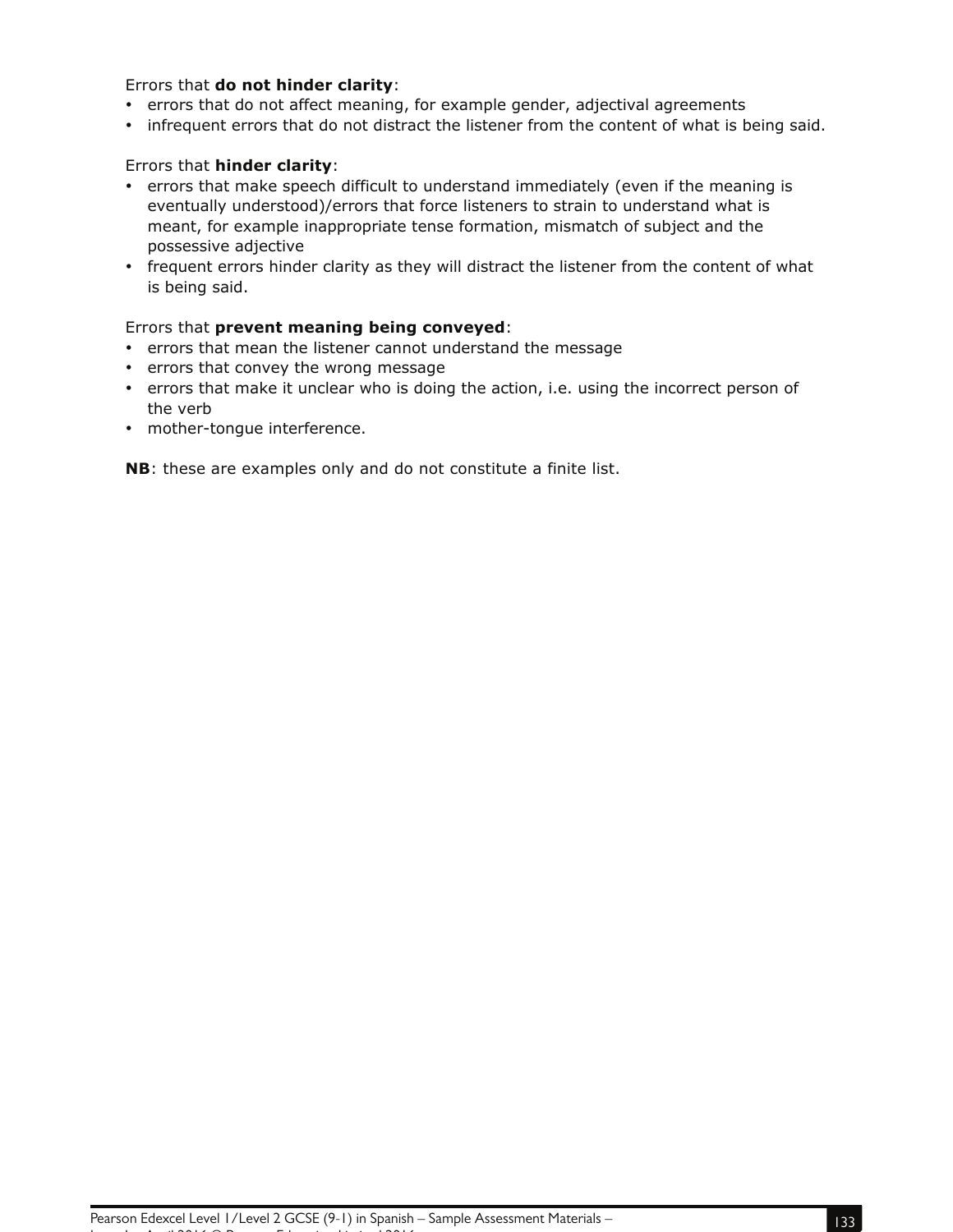Errors that **do not hinder clarity**:

- errors that do not affect meaning, for example gender, adjectival agreements
- infrequent errors that do not distract the listener from the content of what is being said.

Errors that **hinder clarity**:

- errors that make speech difficult to understand immediately (even if the meaning is eventually understood)/errors that force listeners to strain to understand what is meant, for example inappropriate tense formation, mismatch of subject and the possessive adjective
- frequent errors hinder clarity as they will distract the listener from the content of what is being said.

Errors that **prevent meaning being conveyed**:

- errors that mean the listener cannot understand the message
- errors that convey the wrong message
- errors that make it unclear who is doing the action, i.e. using the incorrect person of the verb
- mother-tongue interference.

**NB**: these are examples only and do not constitute a finite list.